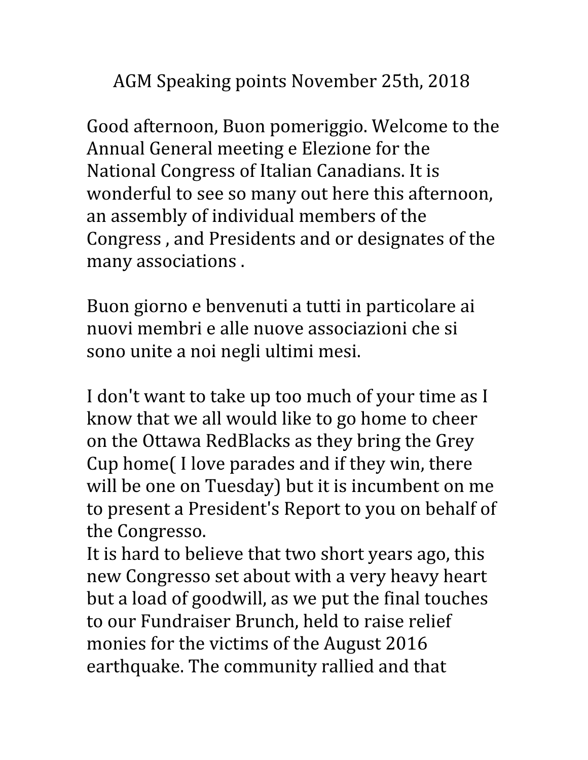# AGM Speaking points November 25th, 2018

Good afternoon, Buon pomeriggio. Welcome to the Annual General meeting e Elezione for the National Congress of Italian Canadians. It is wonderful to see so many out here this afternoon, an assembly of individual members of the Congress , and Presidents and or designates of the many associations .

Buon giorno e benvenuti a tutti in particolare ai nuovi membri e alle nuove associazioni che si sono unite a noi negli ultimi mesi.

I don't want to take up too much of your time as I know that we all would like to go home to cheer on the Ottawa RedBlacks as they bring the Grey Cup home( I love parades and if they win, there will be one on Tuesday) but it is incumbent on me to present a President's Report to you on behalf of the Congresso.
It is hard to believe that two short years ago, this new Congresso set about with a very heavy heart but a load of goodwill, as we put the final touches to our Fundraiser Brunch, held to raise relief monies for the victims of the August 2016 earthquake. The community rallied and that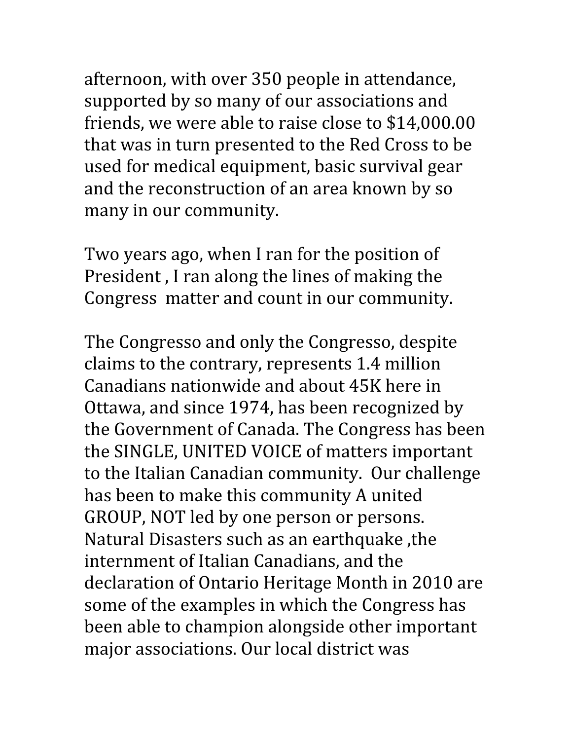afternoon, with over 350 people in attendance, supported by so many of our associations and friends, we were able to raise close to $14,000.00 that was in turn presented to the Red Cross to be used for medical equipment, basic survival gear and the reconstruction of an area known by so many in our community.

Two years ago, when I ran for the position of President , I ran along the lines of making the Congress matter and count in our community.

The Congresso and only the Congresso, despite claims to the contrary, represents 1.4 million Canadians nationwide and about 45K here in Ottawa, and since 1974, has been recognized by the Government of Canada. The Congress has been the SINGLE, UNITED VOICE of matters important to the Italian Canadian community. Our challenge has been to make this community A united GROUP, NOT led by one person or persons. Natural Disasters such as an earthquake ,the internment of Italian Canadians, and the declaration of Ontario Heritage Month in 2010 are some of the examples in which the Congress has been able to champion alongside other important major associations. Our local district was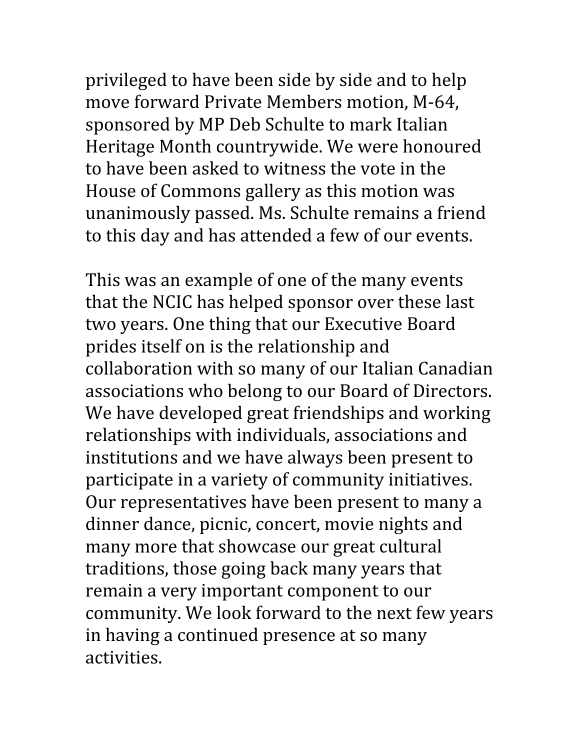privileged to have been side by side and to help move forward Private Members motion, M-64, sponsored by MP Deb Schulte to mark Italian Heritage Month countrywide. We were honoured to have been asked to witness the vote in the House of Commons gallery as this motion was unanimously passed. Ms. Schulte remains a friend to this day and has attended a few of our events.

This was an example of one of the many events that the NCIC has helped sponsor over these last two years. One thing that our Executive Board prides itself on is the relationship and collaboration with so many of our Italian Canadian associations who belong to our Board of Directors. We have developed great friendships and working relationships with individuals, associations and institutions and we have always been present to participate in a variety of community initiatives. Our representatives have been present to many a dinner dance, picnic, concert, movie nights and many more that showcase our great cultural traditions, those going back many years that remain a very important component to our community. We look forward to the next few years in having a continued presence at so many activities.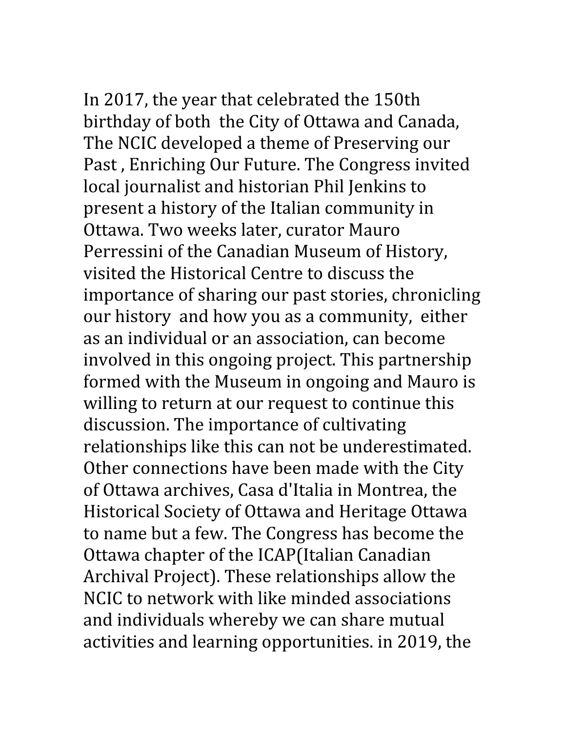In 2017, the year that celebrated the 150th birthday of both the City of Ottawa and Canada, The NCIC developed a theme of Preserving our Past , Enriching Our Future. The Congress invited local journalist and historian Phil Jenkins to present a history of the Italian community in Ottawa. Two weeks later, curator Mauro Perressini of the Canadian Museum of History, visited the Historical Centre to discuss the importance of sharing our past stories, chronicling our history and how you as a community, either as an individual or an association, can become involved in this ongoing project. This partnership formed with the Museum in ongoing and Mauro is willing to return at our request to continue this discussion. The importance of cultivating relationships like this can not be underestimated. Other connections have been made with the City of Ottawa archives, Casa d'Italia in Montrea, the Historical Society of Ottawa and Heritage Ottawa to name but a few. The Congress has become the Ottawa chapter of the ICAP(Italian Canadian Archival Project). These relationships allow the NCIC to network with like minded associations and individuals whereby we can share mutual activities and learning opportunities. in 2019, the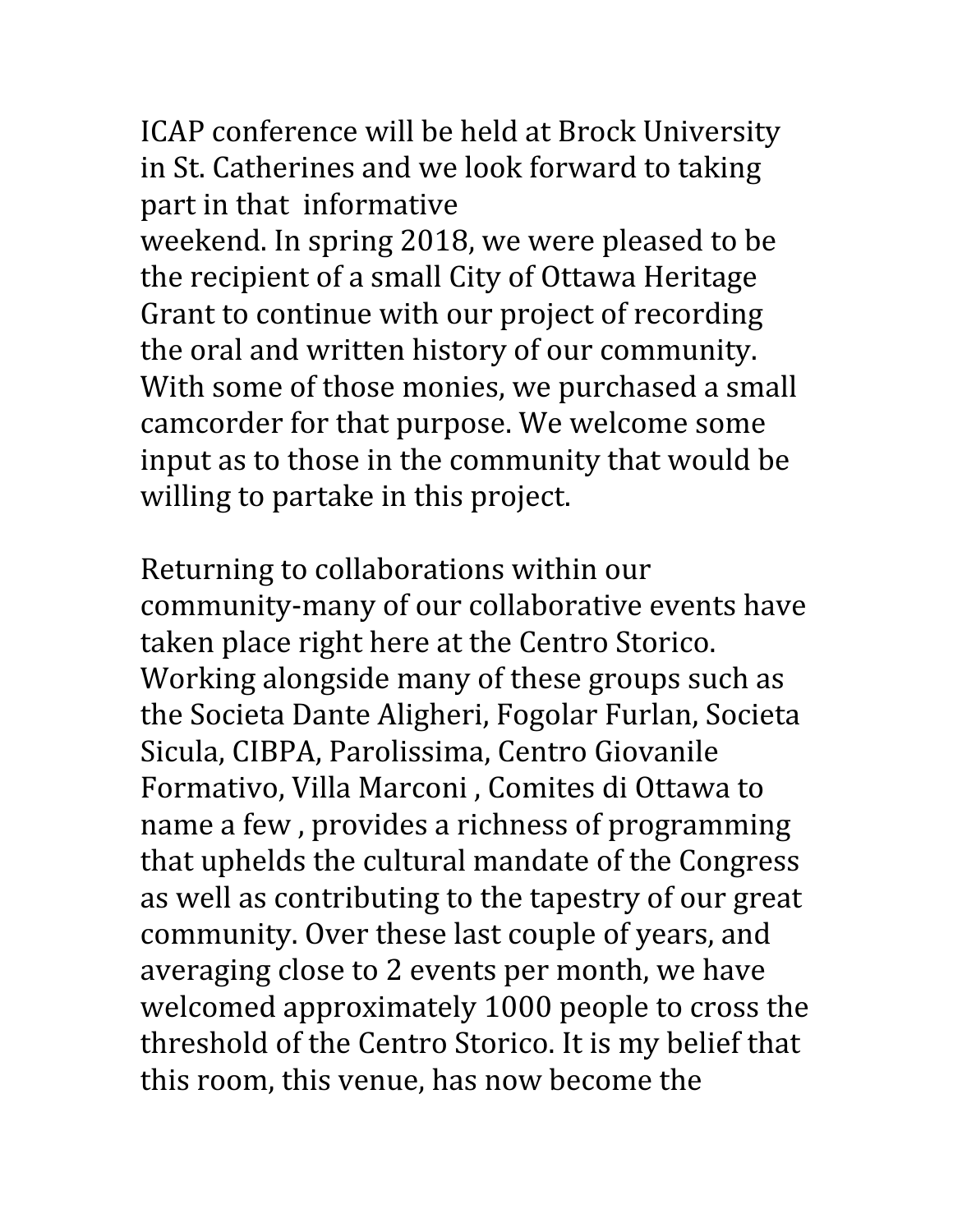ICAP conference will be held at Brock University in St. Catherines and we look forward to taking part in that informative weekend. In spring 2018, we were pleased to be the recipient of a small City of Ottawa Heritage Grant to continue with our project of recording the oral and written history of our community. With some of those monies, we purchased a small camcorder for that purpose. We welcome some input as to those in the community that would be willing to partake in this project.

Returning to collaborations within our community-many of our collaborative events have taken place right here at the Centro Storico. Working alongside many of these groups such as the Societa Dante Aligheri, Fogolar Furlan, Societa Sicula, CIBPA, Parolissima, Centro Giovanile Formativo, Villa Marconi , Comites di Ottawa to name a few , provides a richness of programming that upphelds the cultural mandate of the Congress as well as contributing to the tapestry of our great community. Over these last couple of years, and averaging close to 2 events per month, we have welcomed approximately 1000 people to cross the threshold of the Centro Storico. It is my belief that this room, this venue, has now become the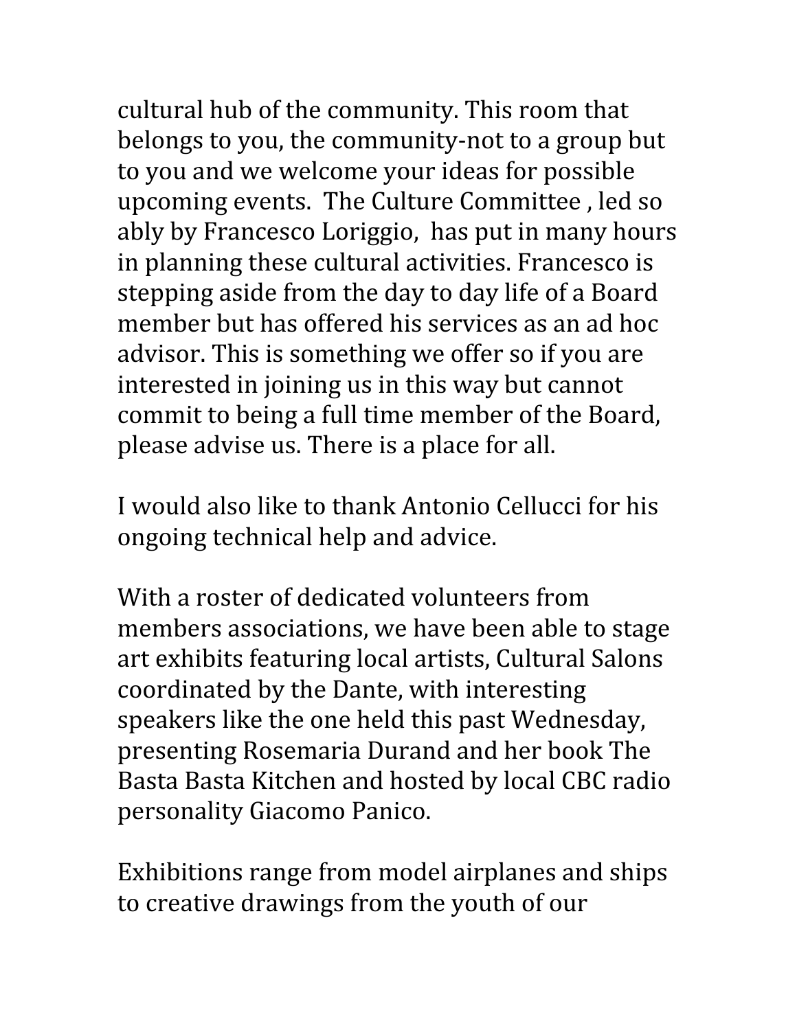cultural hub of the community. This room that belongs to you, the community-not to a group but to you and we welcome your ideas for possible upcoming events.  The Culture Committee , led so ably by Francesco Loriggio,  has put in many hours in planning these cultural activities. Francesco is stepping aside from the day to day life of a Board member but has offered his services as an ad hoc advisor. This is something we offer so if you are interested in joining us in this way but cannot commit to being a full time member of the Board, please advise us. There is a place for all.

I would also like to thank Antonio Cellucci for his ongoing technical help and advice.

With a roster of dedicated volunteers from members associations, we have been able to stage art exhibits featuring local artists, Cultural Salons coordinated by the Dante, with interesting speakers like the one held this past Wednesday, presenting Rosemaria Durand and her book The Basta Basta Kitchen and hosted by local CBC radio personality Giacomo Panico.

Exhibitions range from model airplanes and ships to creative drawings from the youth of our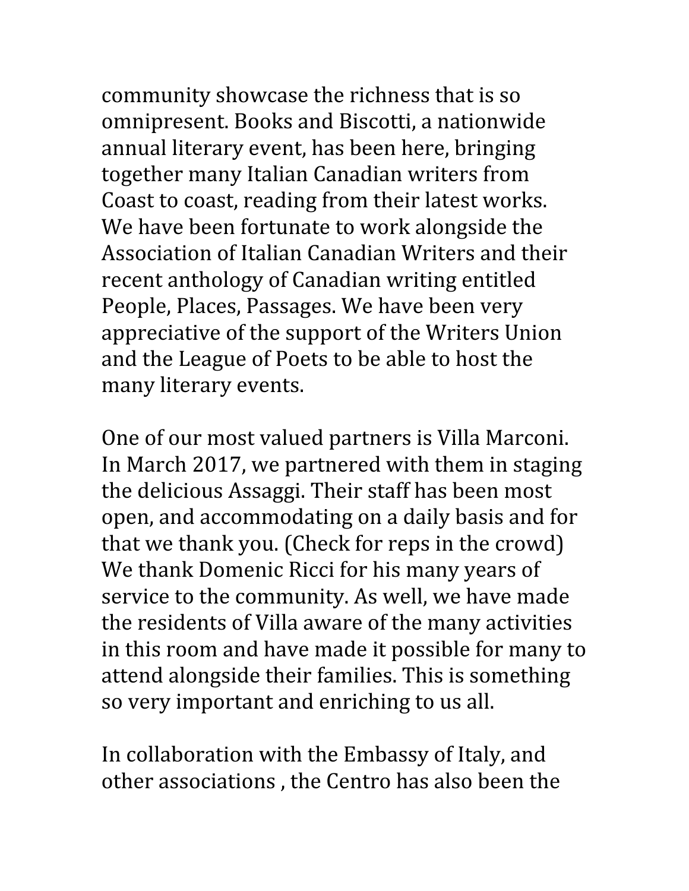community showcase the richness that is so omnipresent. Books and Biscotti, a nationwide annual literary event, has been here, bringing together many Italian Canadian writers from Coast to coast, reading from their latest works. We have been fortunate to work alongside the Association of Italian Canadian Writers and their recent anthology of Canadian writing entitled People, Places, Passages. We have been very appreciative of the support of the Writers Union and the League of Poets to be able to host the many literary events.

One of our most valued partners is Villa Marconi. In March 2017, we partnered with them in staging the delicious Assaggi. Their staff has been most open, and accommodating on a daily basis and for that we thank you. (Check for reps in the crowd) We thank Domenic Ricci for his many years of service to the community. As well, we have made the residents of Villa aware of the many activities in this room and have made it possible for many to attend alongside their families. This is something so very important and enriching to us all.

In collaboration with the Embassy of Italy, and other associations , the Centro has also been the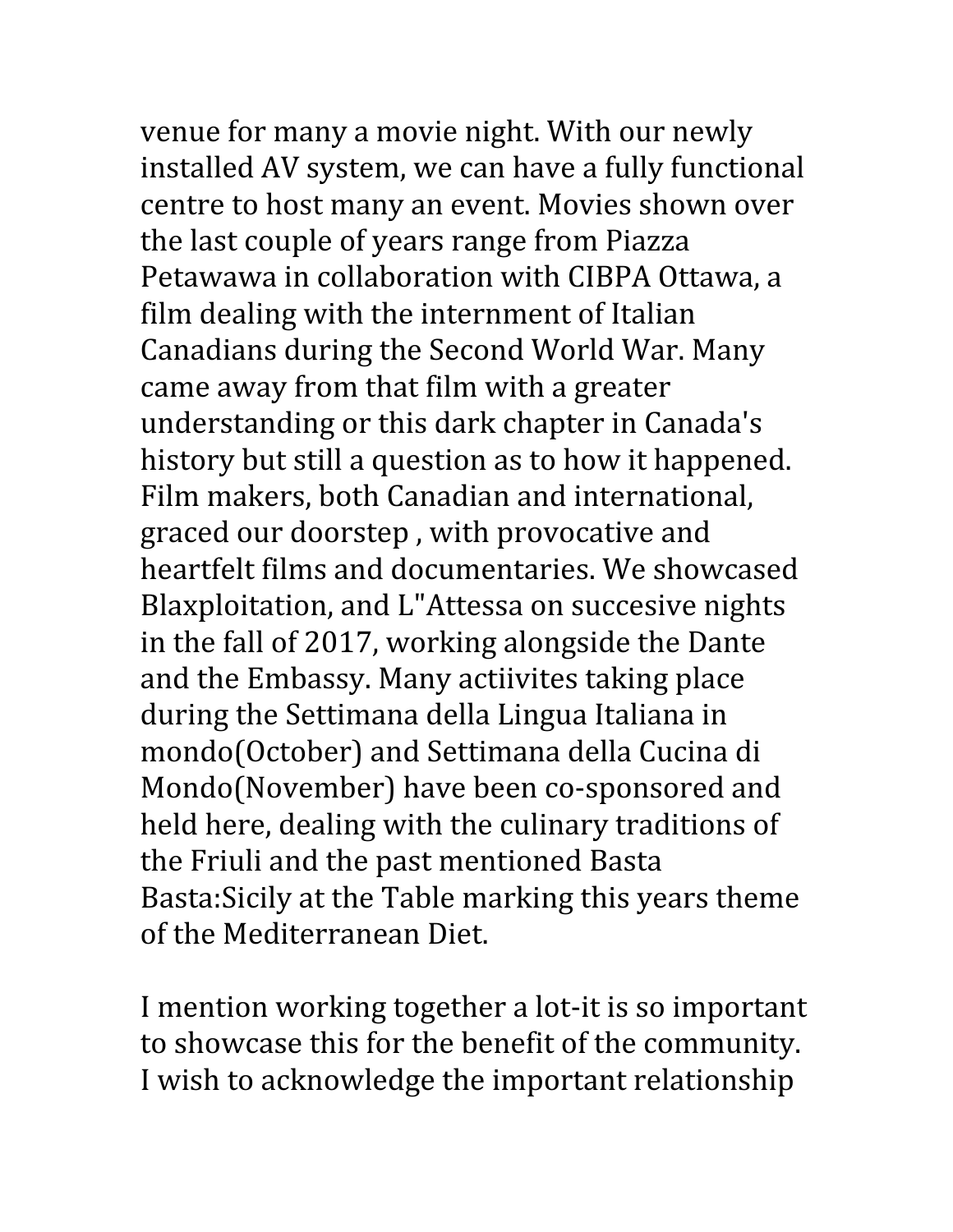venue for many a movie night. With our newly installed AV system, we can have a fully functional centre to host many an event. Movies shown over the last couple of years range from Piazza Petawawa in collaboration with CIBPA Ottawa, a film dealing with the internment of Italian Canadians during the Second World War. Many came away from that film with a greater understanding or this dark chapter in Canada's history but still a question as to how it happened. Film makers, both Canadian and international, graced our doorstep , with provocative and heartfelt films and documentaries. We showcased Blaxploitation, and L"Attessa on succesive nights in the fall of 2017, working alongside the Dante and the Embassy. Many actiivites taking place during the Settimana della Lingua Italiana in mondo(October) and Settimana della Cucina di Mondo(November) have been co-sponsored and held here, dealing with the culinary traditions of the Friuli and the past mentioned Basta Basta:Sicily at the Table marking this years theme of the Mediterranean Diet.

I mention working together a lot-it is so important to showcase this for the benefit of the community. I wish to acknowledge the important relationship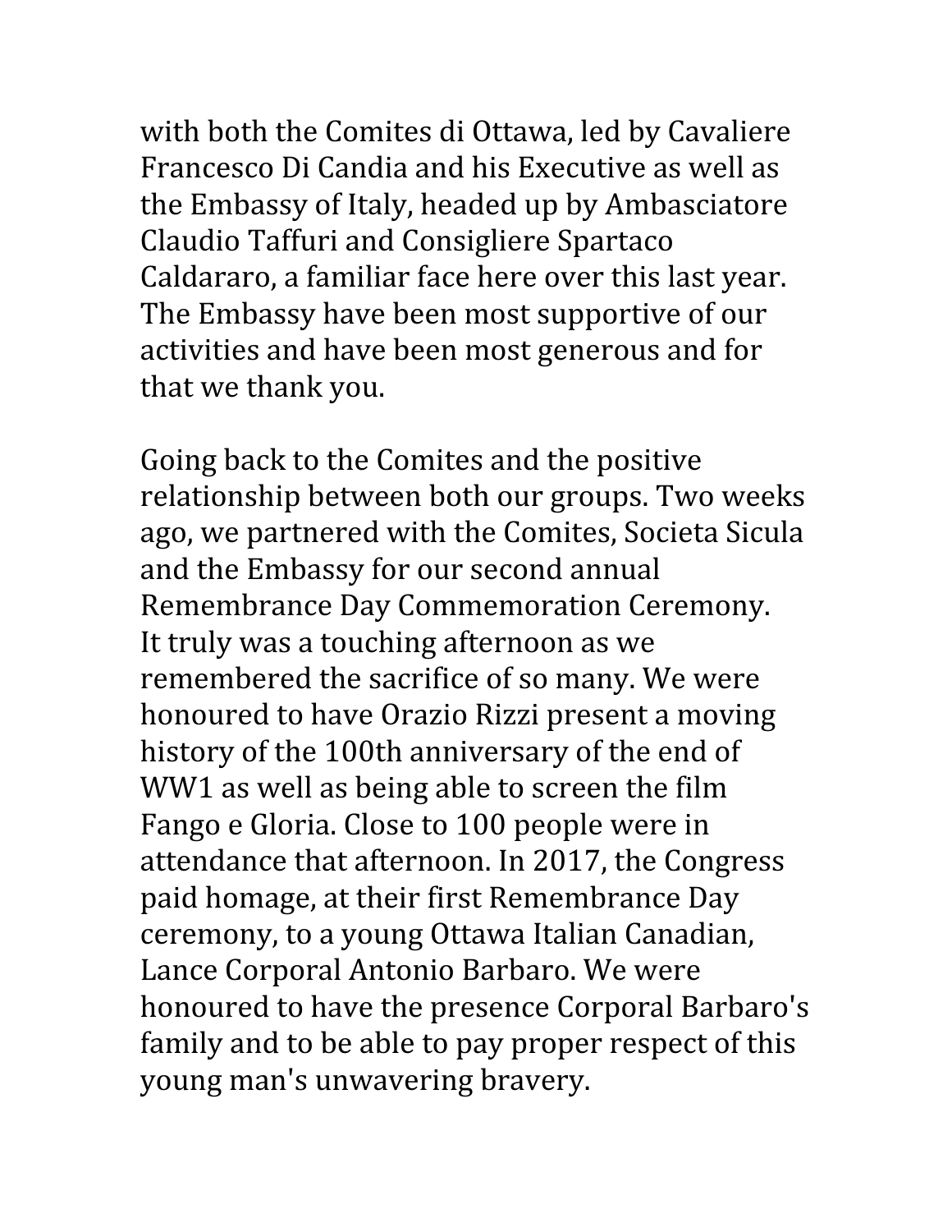with both the Comites di Ottawa, led by Cavaliere Francesco Di Candia and his Executive as well as the Embassy of Italy, headed up by Ambasciatore Claudio Taffuri and Consigliere Spartaco Caldararo, a familiar face here over this last year. The Embassy have been most supportive of our activities and have been most generous and for that we thank you.

Going back to the Comites and the positive relationship between both our groups. Two weeks ago, we partnered with the Comites, Societa Sicula and the Embassy for our second annual Remembrance Day Commemoration Ceremony. It truly was a touching afternoon as we remembered the sacrifice of so many. We were honoured to have Orazio Rizzi present a moving history of the 100th anniversary of the end of WW1 as well as being able to screen the film Fango e Gloria. Close to 100 people were in attendance that afternoon. In 2017, the Congress paid homage, at their first Remembrance Day ceremony, to a young Ottawa Italian Canadian, Lance Corporal Antonio Barbaro. We were honoured to have the presence Corporal Barbaro's family and to be able to pay proper respect of this young man's unwavering bravery.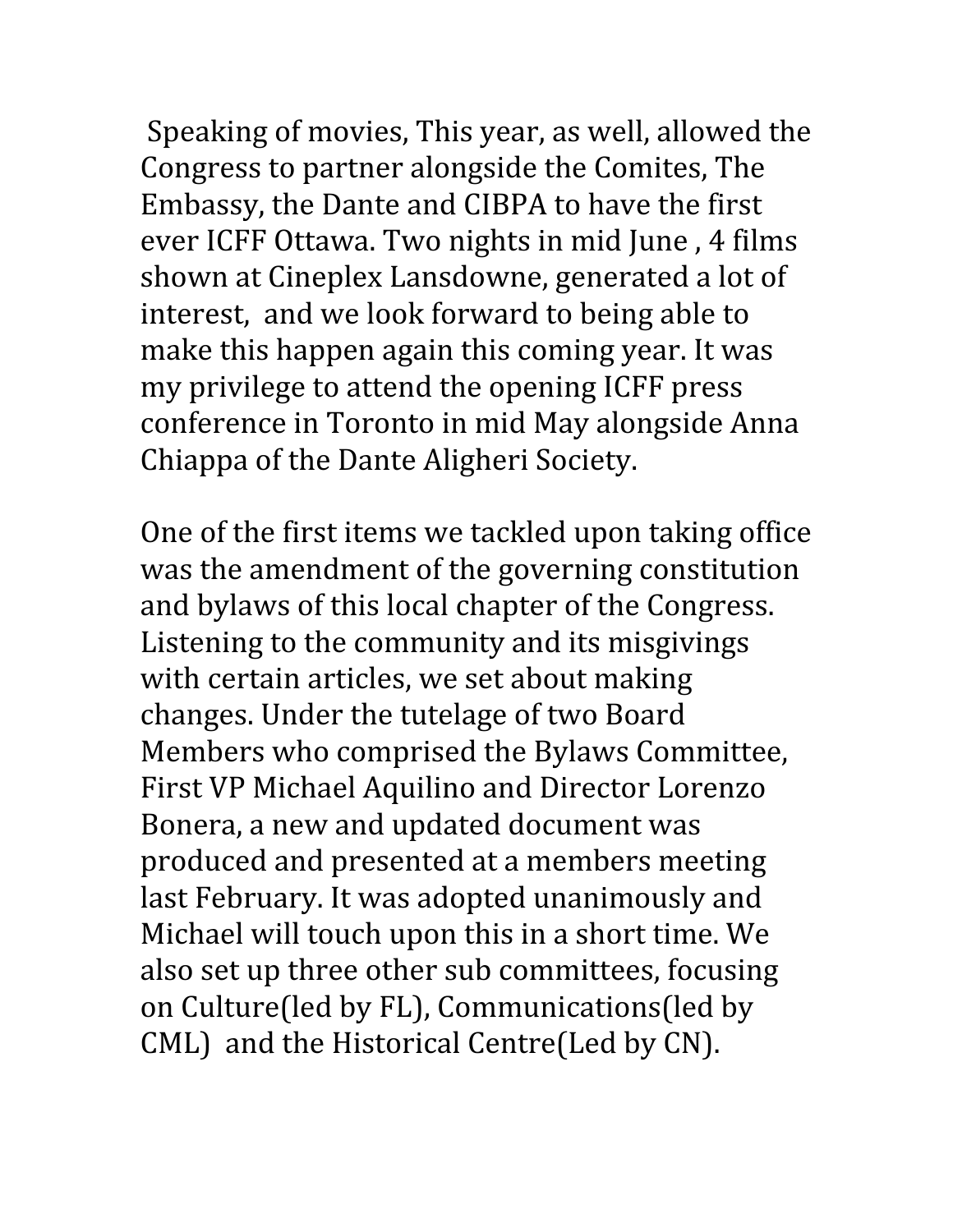Speaking of movies, This year, as well, allowed the Congress to partner alongside the Comites, The Embassy, the Dante and CIBPA to have the first ever ICFF Ottawa. Two nights in mid June , 4 films shown at Cineplex Lansdowne, generated a lot of interest, and we look forward to being able to make this happen again this coming year. It was my privilege to attend the opening ICFF press conference in Toronto in mid May alongside Anna Chiappa of the Dante Aligheri Society.

One of the first items we tackled upon taking office was the amendment of the governing constitution and bylaws of this local chapter of the Congress. Listening to the community and its misgivings with certain articles, we set about making changes. Under the tutelage of two Board Members who comprised the Bylaws Committee, First VP Michael Aquilino and Director Lorenzo Bonera, a new and updated document was produced and presented at a members meeting last February. It was adopted unanimously and Michael will touch upon this in a short time. We also set up three other sub committees, focusing on Culture(led by FL), Communications(led by CML) and the Historical Centre(Led by CN).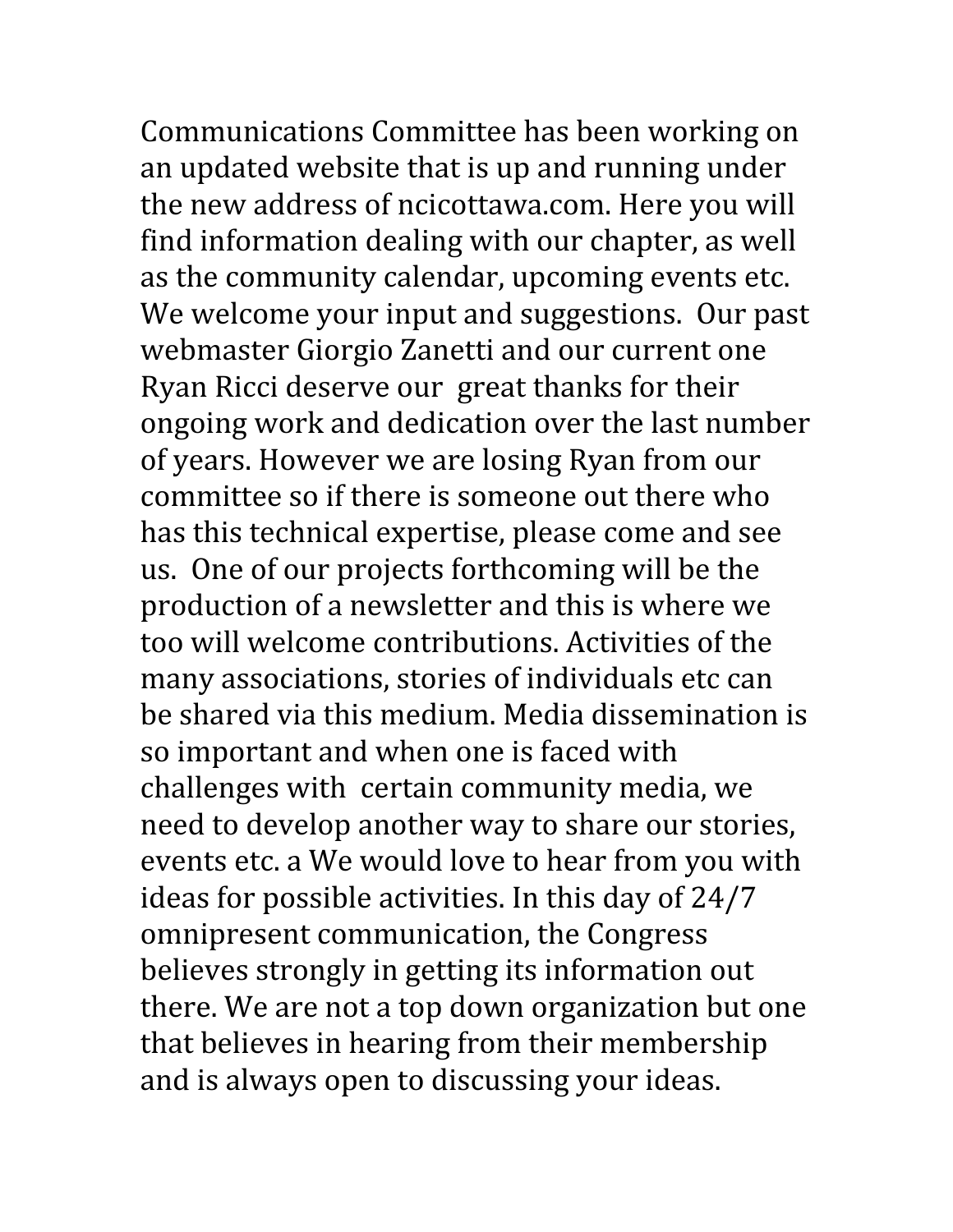Communications Committee has been working on an updated website that is up and running under the new address of ncicottawa.com. Here you will find information dealing with our chapter, as well as the community calendar, upcoming events etc. We welcome your input and suggestions. Our past webmaster Giorgio Zanetti and our current one Ryan Ricci deserve our great thanks for their ongoing work and dedication over the last number of years. However we are losing Ryan from our committee so if there is someone out there who has this technical expertise, please come and see us. One of our projects forthcoming will be the production of a newsletter and this is where we too will welcome contributions. Activities of the many associations, stories of individuals etc can be shared via this medium. Media dissemination is so important and when one is faced with challenges with certain community media, we need to develop another way to share our stories, events etc. a We would love to hear from you with ideas for possible activities. In this day of 24/7 omnipresent communication, the Congress believes strongly in getting its information out there. We are not a top down organization but one that believes in hearing from their membership and is always open to discussing your ideas.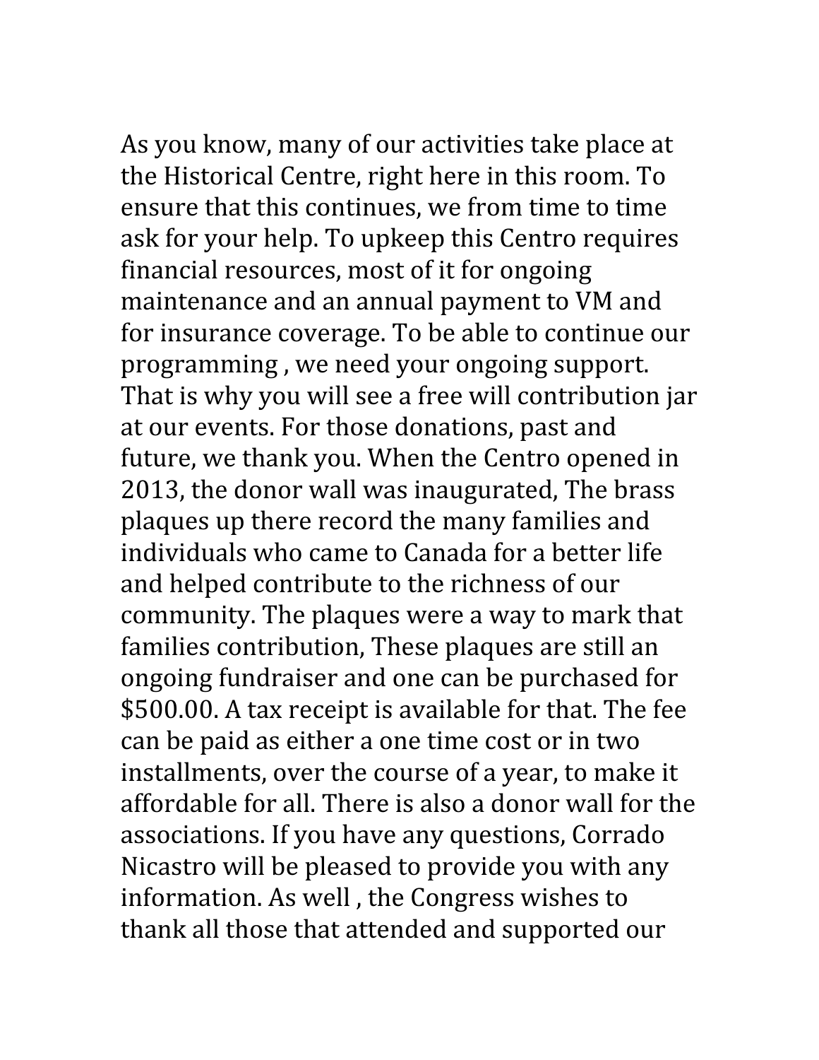As you know, many of our activities take place at the Historical Centre, right here in this room. To ensure that this continues, we from time to time ask for your help. To upkeep this Centro requires financial resources, most of it for ongoing maintenance and an annual payment to VM and for insurance coverage. To be able to continue our programming , we need your ongoing support. That is why you will see a free will contribution jar at our events. For those donations, past and future, we thank you. When the Centro opened in 2013, the donor wall was inaugurated, The brass plaques up there record the many families and individuals who came to Canada for a better life and helped contribute to the richness of our community. The plaques were a way to mark that families contribution, These plaques are still an ongoing fundraiser and one can be purchased for $500.00. A tax receipt is available for that. The fee can be paid as either a one time cost or in two installments, over the course of a year, to make it affordable for all. There is also a donor wall for the associations. If you have any questions, Corrado Nicastro will be pleased to provide you with any information. As well , the Congress wishes to thank all those that attended and supported our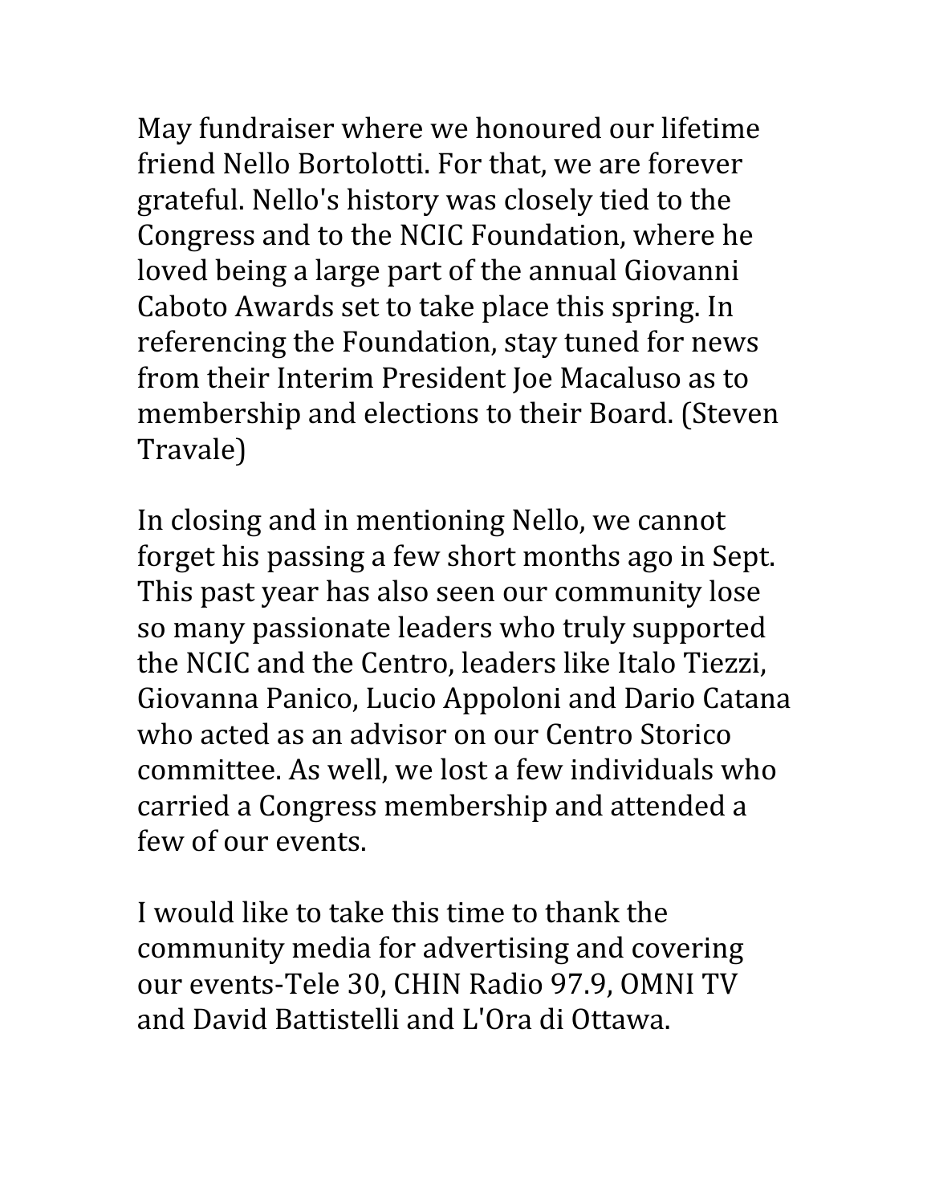May fundraiser where we honoured our lifetime friend Nello Bortolotti. For that, we are forever grateful. Nello's history was closely tied to the Congress and to the NCIC Foundation, where he loved being a large part of the annual Giovanni Caboto Awards set to take place this spring. In referencing the Foundation, stay tuned for news from their Interim President Joe Macaluso as to membership and elections to their Board. (Steven Travale)

In closing and in mentioning Nello, we cannot forget his passing a few short months ago in Sept. This past year has also seen our community lose so many passionate leaders who truly supported the NCIC and the Centro, leaders like Italo Tiezzi, Giovanna Panico, Lucio Appoloni and Dario Catana who acted as an advisor on our Centro Storico committee. As well, we lost a few individuals who carried a Congress membership and attended a few of our events.

I would like to take this time to thank the community media for advertising and covering our events-Tele 30, CHIN Radio 97.9, OMNI TV and David Battistelli and L'Ora di Ottawa.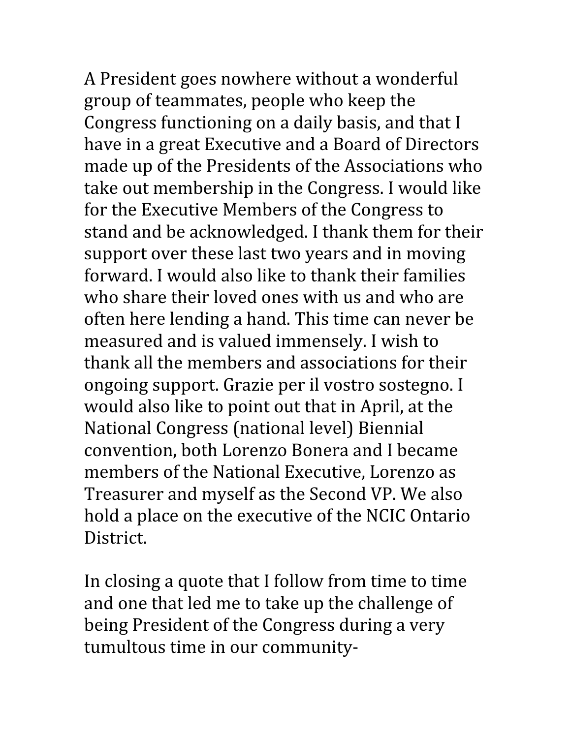A President goes nowhere without a wonderful group of teammates, people who keep the Congress functioning on a daily basis, and that I have in a great Executive and a Board of Directors made up of the Presidents of the Associations who take out membership in the Congress. I would like for the Executive Members of the Congress to stand and be acknowledged. I thank them for their support over these last two years and in moving forward. I would also like to thank their families who share their loved ones with us and who are often here lending a hand. This time can never be measured and is valued immensely. I wish to thank all the members and associations for their ongoing support. Grazie per il vostro sostegno. I would also like to point out that in April, at the National Congress (national level) Biennial convention, both Lorenzo Bonera and I became members of the National Executive, Lorenzo as Treasurer and myself as the Second VP. We also hold a place on the executive of the NCIC Ontario District.

In closing a quote that I follow from time to time and one that led me to take up the challenge of being President of the Congress during a very tumultous time in our community-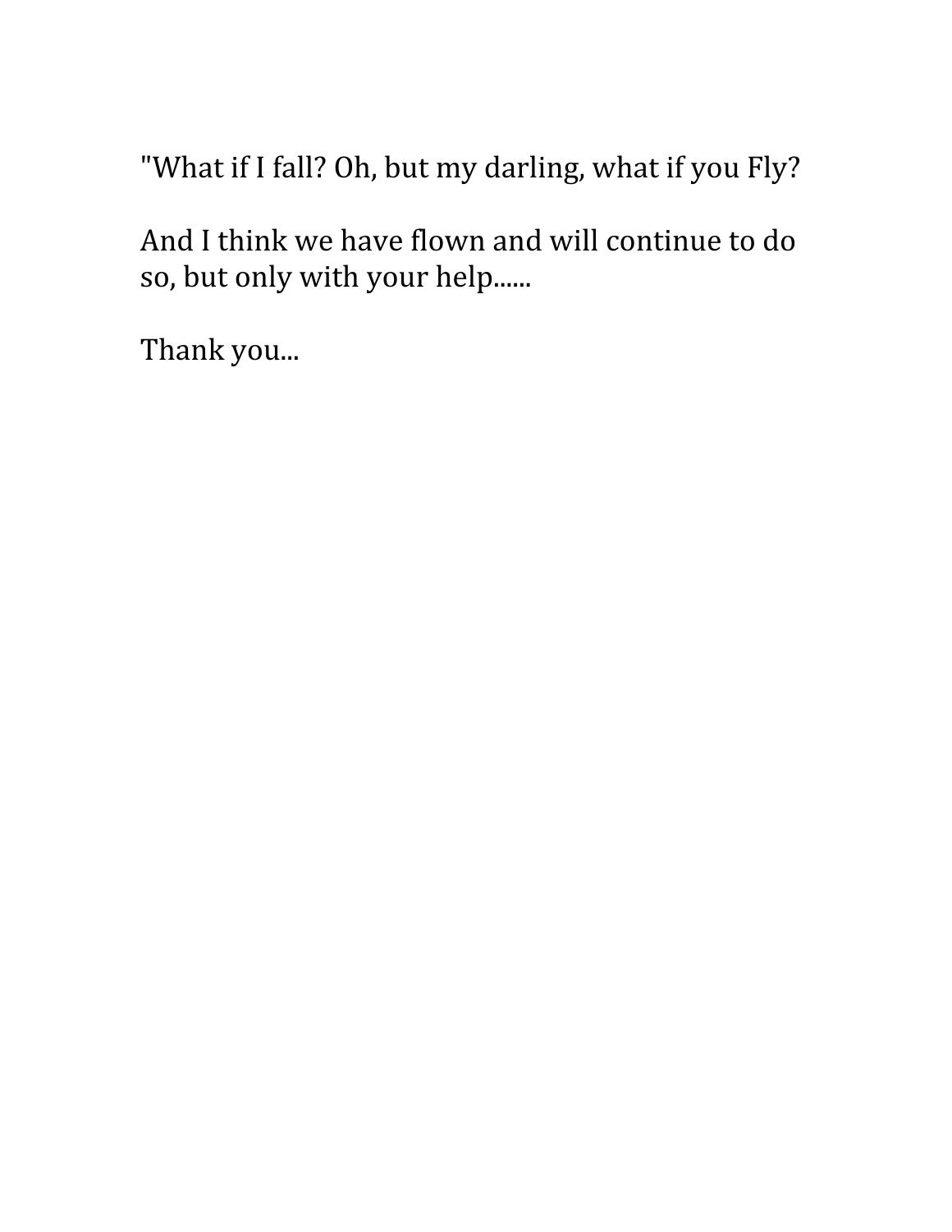"What if I fall? Oh, but my darling, what if you Fly?

And I think we have flown and will continue to do so, but only with your help......

Thank you...